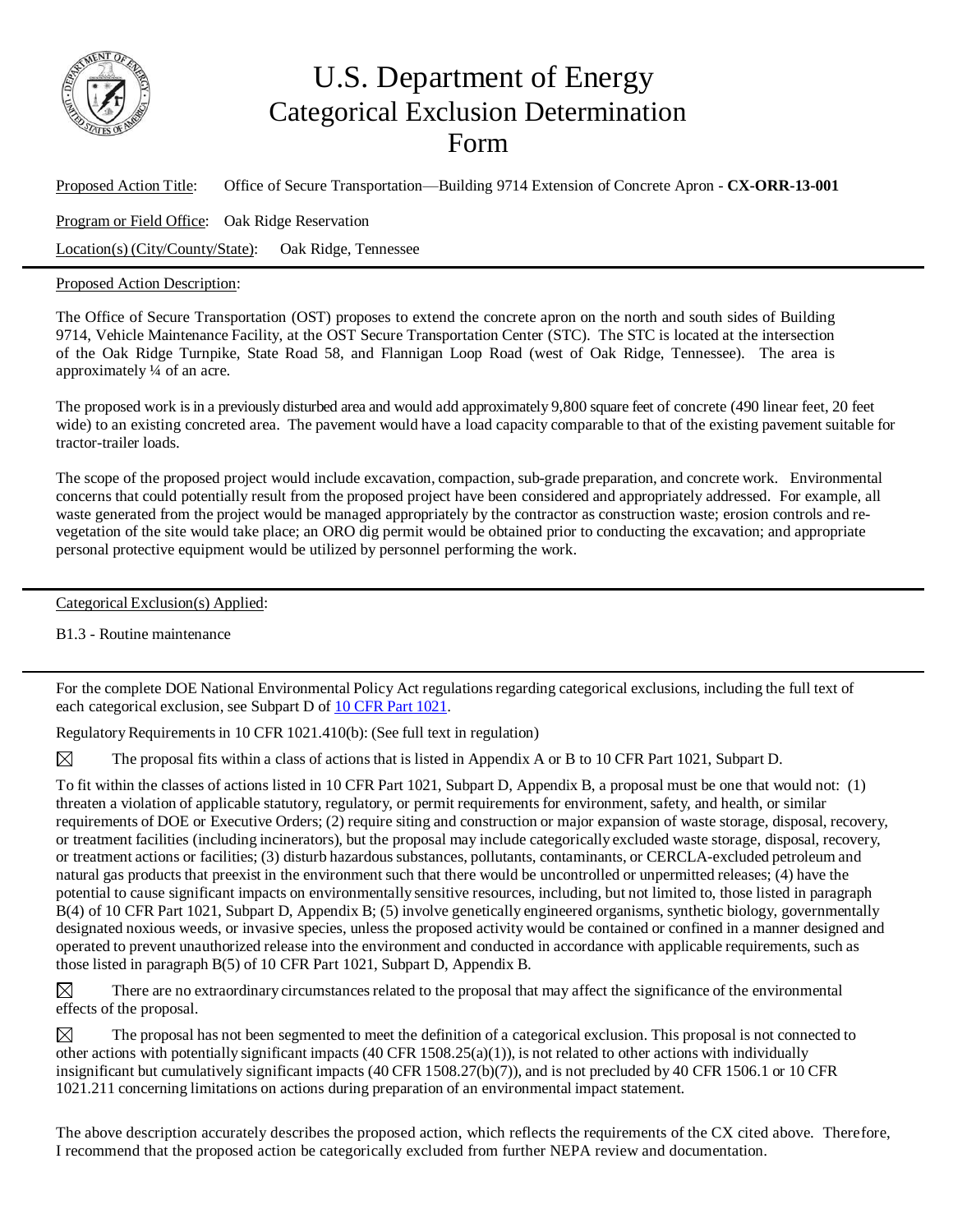# U.S. Department of Energy Categorical Exclusion Determination Form

Proposed Action Title: Office of Secure Transportation—Building 9714 Extension of Concrete Apron - **CX-ORR-13-001**

Program or Field Office: Oak Ridge Reservation

Location(s) (City/County/State): Oak Ridge, Tennessee

---

Proposed Action Description:

The Office of Secure Transportation (OST) proposes to extend the concrete apron on the north and south sides of Building 9714, Vehicle Maintenance Facility, at the OST Secure Transportation Center (STC). The STC is located at the intersection of the Oak Ridge Turnpike, State Road 58, and Flannigan Loop Road (west of Oak Ridge, Tennessee). The area is approximately ¼ of an acre.

The proposed work is in a previously disturbed area and would add approximately 9,800 square feet of concrete (490 linear feet, 20 feet wide) to an existing concreted area. The pavement would have a load capacity comparable to that of the existing pavement suitable for tractor-trailer loads.

The scope of the proposed project would include excavation, compaction, sub-grade preparation, and concrete work. Environmental concerns that could potentially result from the proposed project have been considered and appropriately addressed. For example, all waste generated from the project would be managed appropriately by the contractor as construction waste; erosion controls and re-vegetation of the site would take place; an ORO dig permit would be obtained prior to conducting the excavation; and appropriate personal protective equipment would be utilized by personnel performing the work.

---

Categorical Exclusion(s) Applied:

B1.3 - Routine maintenance

---

For the complete DOE National Environmental Policy Act regulations regarding categorical exclusions, including the full text of each categorical exclusion, see Subpart D of 10 CFR Part 1021.

Regulatory Requirements in 10 CFR 1021.410(b): (See full text in regulation)

☒ The proposal fits within a class of actions that is listed in Appendix A or B to 10 CFR Part 1021, Subpart D.

To fit within the classes of actions listed in 10 CFR Part 1021, Subpart D, Appendix B, a proposal must be one that would not: (1) threaten a violation of applicable statutory, regulatory, or permit requirements for environment, safety, and health, or similar requirements of DOE or Executive Orders; (2) require siting and construction or major expansion of waste storage, disposal, recovery, or treatment facilities (including incinerators), but the proposal may include categorically excluded waste storage, disposal, recovery, or treatment actions or facilities; (3) disturb hazardous substances, pollutants, contaminants, or CERCLA-excluded petroleum and natural gas products that preexist in the environment such that there would be uncontrolled or unpermitted releases; (4) have the potential to cause significant impacts on environmentally sensitive resources, including, but not limited to, those listed in paragraph B(4) of 10 CFR Part 1021, Subpart D, Appendix B; (5) involve genetically engineered organisms, synthetic biology, governmentally designated noxious weeds, or invasive species, unless the proposed activity would be contained or confined in a manner designed and operated to prevent unauthorized release into the environment and conducted in accordance with applicable requirements, such as those listed in paragraph B(5) of 10 CFR Part 1021, Subpart D, Appendix B.

☒ There are no extraordinary circumstances related to the proposal that may affect the significance of the environmental effects of the proposal.

☒ The proposal has not been segmented to meet the definition of a categorical exclusion. This proposal is not connected to other actions with potentially significant impacts (40 CFR 1508.25(a)(1)), is not related to other actions with individually insignificant but cumulatively significant impacts (40 CFR 1508.27(b)(7)), and is not precluded by 40 CFR 1506.1 or 10 CFR 1021.211 concerning limitations on actions during preparation of an environmental impact statement.

The above description accurately describes the proposed action, which reflects the requirements of the CX cited above. Therefore, I recommend that the proposed action be categorically excluded from further NEPA review and documentation.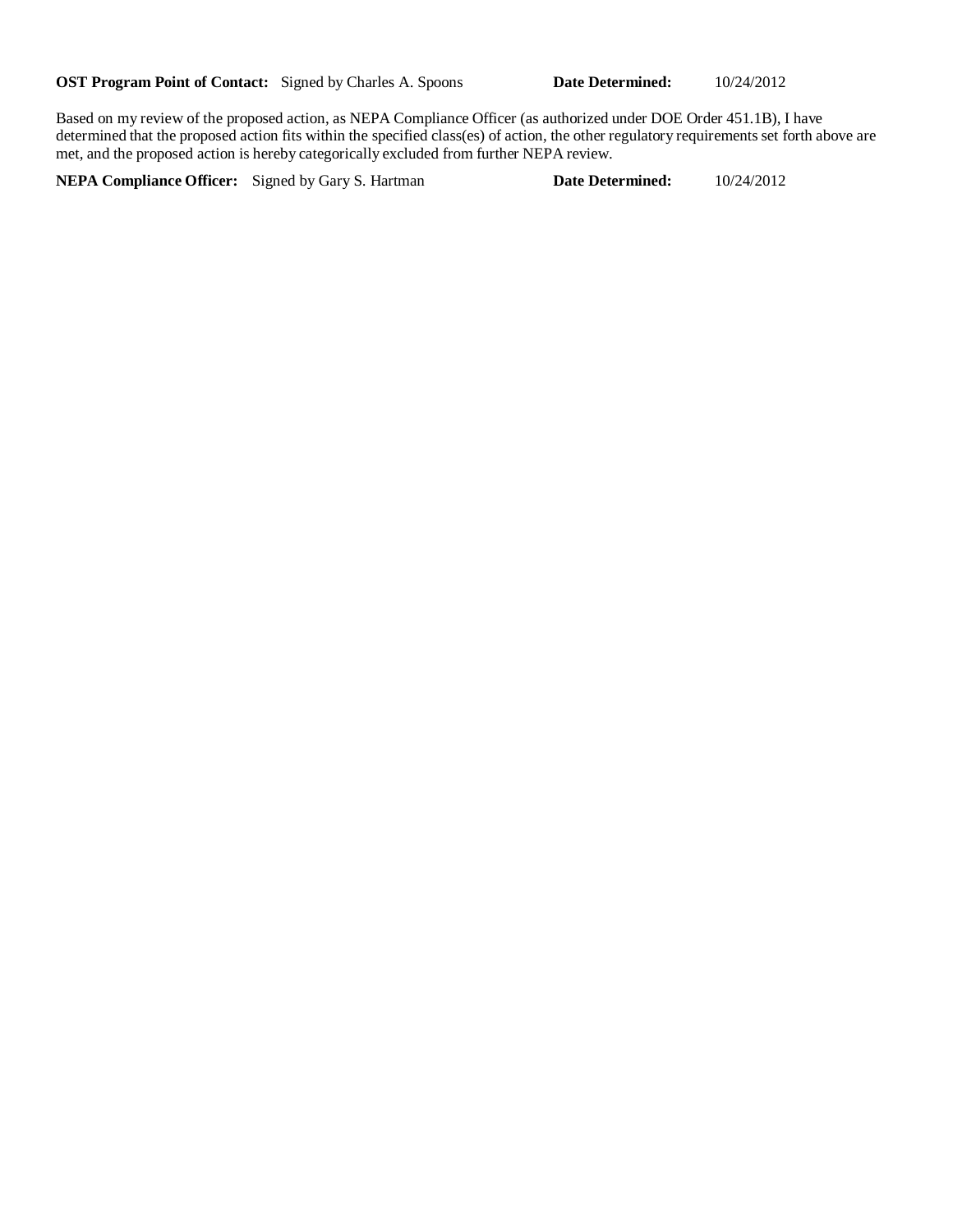**OST Program Point of Contact:** Signed by Charles A. Spoons **Date Determined:** 10/24/2012

Based on my review of the proposed action, as NEPA Compliance Officer (as authorized under DOE Order 451.1B), I have determined that the proposed action fits within the specified class(es) of action, the other regulatory requirements set forth above are met, and the proposed action is hereby categorically excluded from further NEPA review.

**NEPA Compliance Officer:** Signed by Gary S. Hartman **Date Determined:** 10/24/2012